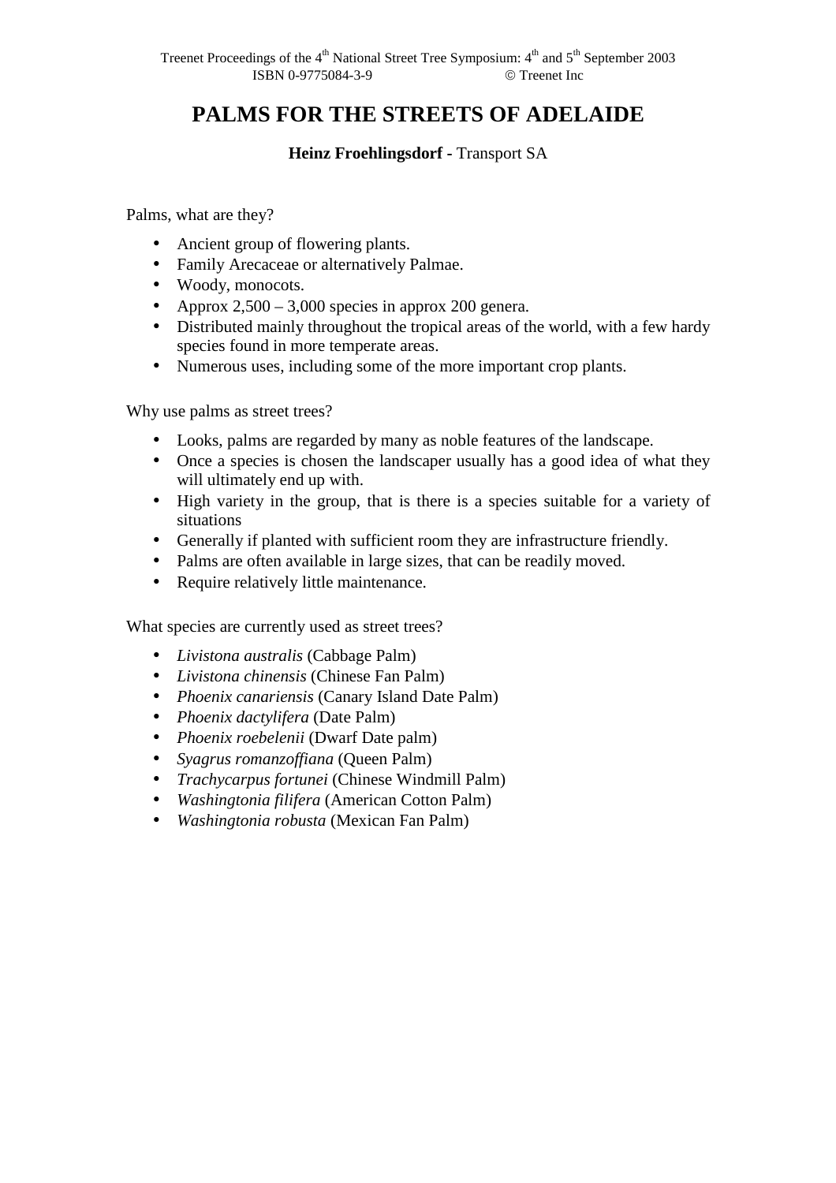# PALMS FOR THE STREETS OF ADELAIDE

**Heinz Froehlingsdorf -** Transport SA

Palms, what are they?

- Ancient group of flowering plants.
- Family Arecaceae or alternatively Palmae.
- Woody, monocots.
- Approx 2,500 – 3,000 species in approx 200 genera.
- Distributed mainly throughout the tropical areas of the world, with a few hardy species found in more temperate areas.
- Numerous uses, including some of the more important crop plants.

Why use palms as street trees?

- Looks, palms are regarded by many as noble features of the landscape.
- Once a species is chosen the landscaper usually has a good idea of what they will ultimately end up with.
- High variety in the group, that is there is a species suitable for a variety of situations
- Generally if planted with sufficient room they are infrastructure friendly.
- Palms are often available in large sizes, that can be readily moved.
- Require relatively little maintenance.

What species are currently used as street trees?

- *Livistona australis* (Cabbage Palm)
- *Livistona chinensis* (Chinese Fan Palm)
- *Phoenix canariensis* (Canary Island Date Palm)
- *Phoenix dactylifera* (Date Palm)
- *Phoenix roebelenii* (Dwarf Date palm)
- *Syagrus romanzoffiana* (Queen Palm)
- *Trachycarpus fortunei* (Chinese Windmill Palm)
- *Washingtonia filifera* (American Cotton Palm)
- *Washingtonia robusta* (Mexican Fan Palm)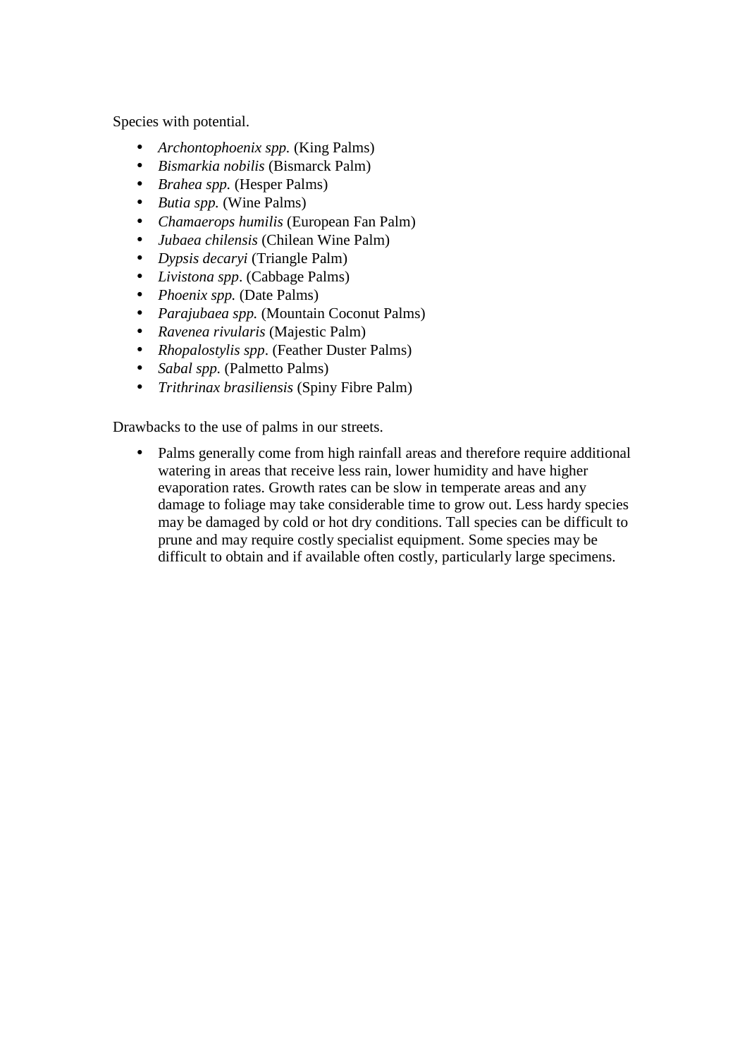Species with potential.

- *Archontophoenix spp.* (King Palms)
- *Bismarkia nobilis* (Bismarck Palm)
- *Brahea spp.* (Hesper Palms)
- *Butia spp.* (Wine Palms)
- *Chamaerops humilis* (European Fan Palm)
- *Jubaea chilensis* (Chilean Wine Palm)
- *Dypsis decaryi* (Triangle Palm)
- *Livistona spp*. (Cabbage Palms)
- *Phoenix spp.* (Date Palms)
- *Parajubaea spp.* (Mountain Coconut Palms)
- *Ravenea rivularis* (Majestic Palm)
- *Rhopalostylis spp*. (Feather Duster Palms)
- *Sabal spp.* (Palmetto Palms)
- *Trithrinax brasiliensis* (Spiny Fibre Palm)

Drawbacks to the use of palms in our streets.

- Palms generally come from high rainfall areas and therefore require additional watering in areas that receive less rain, lower humidity and have higher evaporation rates. Growth rates can be slow in temperate areas and any damage to foliage may take considerable time to grow out. Less hardy species may be damaged by cold or hot dry conditions. Tall species can be difficult to prune and may require costly specialist equipment. Some species may be difficult to obtain and if available often costly, particularly large specimens.